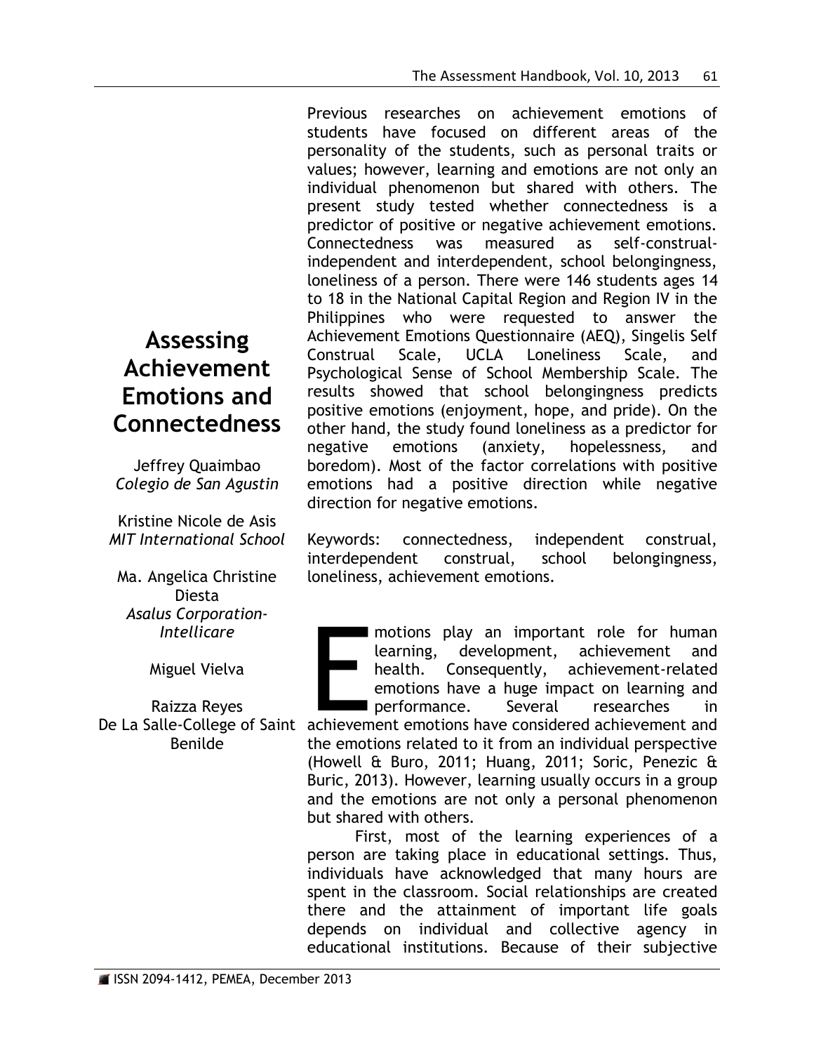# Assessing Achievement Emotions and Connectedness

Jeffrey Quaimbao
*Colegio de San Agustin*

Kristine Nicole de Asis
*MIT International School*

Ma. Angelica Christine Diesta
*Asalus Corporation-Intellicare*

Miguel Vielva

Raizza Reyes
De La Salle-College of Saint Benilde

Previous researches on achievement emotions of students have focused on different areas of the personality of the students, such as personal traits or values; however, learning and emotions are not only an individual phenomenon but shared with others. The present study tested whether connectedness is a predictor of positive or negative achievement emotions. Connectedness was measured as self-construal-independent and interdependent, school belongingness, loneliness of a person. There were 146 students ages 14 to 18 in the National Capital Region and Region IV in the Philippines who were requested to answer the Achievement Emotions Questionnaire (AEQ), Singelis Self Construal Scale, UCLA Loneliness Scale, and Psychological Sense of School Membership Scale. The results showed that school belongingness predicts positive emotions (enjoyment, hope, and pride). On the other hand, the study found loneliness as a predictor for negative emotions (anxiety, hopelessness, and boredom). Most of the factor correlations with positive emotions had a positive direction while negative direction for negative emotions.

Keywords: connectedness, independent construal, interdependent construal, school belongingness, loneliness, achievement emotions.

Emotions play an important role for human learning, development, achievement and health. Consequently, achievement-related emotions have a huge impact on learning and performance. Several researches in achievement emotions have considered achievement and the emotions related to it from an individual perspective (Howell & Buro, 2011; Huang, 2011; Soric, Penezic & Buric, 2013). However, learning usually occurs in a group and the emotions are not only a personal phenomenon but shared with others.

First, most of the learning experiences of a person are taking place in educational settings. Thus, individuals have acknowledged that many hours are spent in the classroom. Social relationships are created there and the attainment of important life goals depends on individual and collective agency in educational institutions. Because of their subjective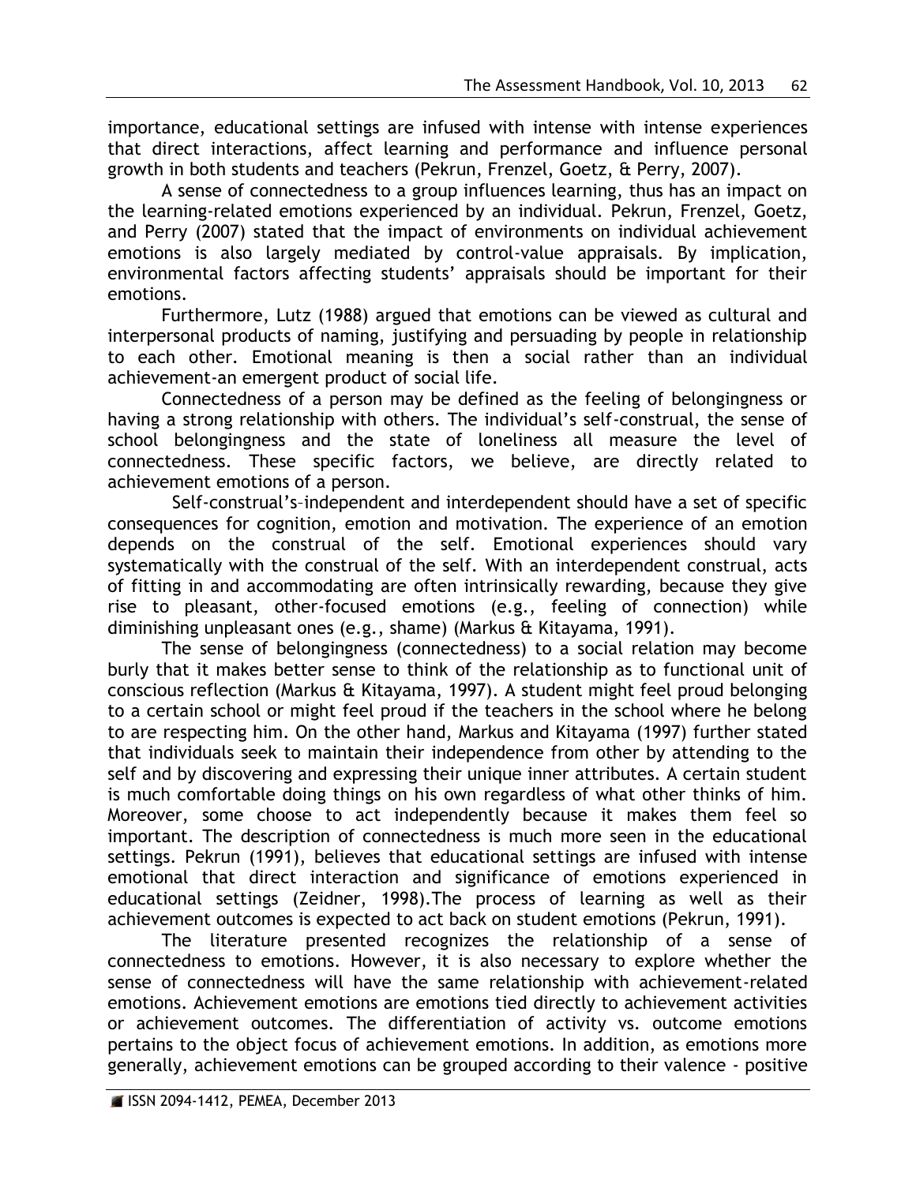importance, educational settings are infused with intense with intense experiences that direct interactions, affect learning and performance and influence personal growth in both students and teachers (Pekrun, Frenzel, Goetz, & Perry, 2007).

A sense of connectedness to a group influences learning, thus has an impact on the learning-related emotions experienced by an individual. Pekrun, Frenzel, Goetz, and Perry (2007) stated that the impact of environments on individual achievement emotions is also largely mediated by control-value appraisals. By implication, environmental factors affecting students' appraisals should be important for their emotions.

Furthermore, Lutz (1988) argued that emotions can be viewed as cultural and interpersonal products of naming, justifying and persuading by people in relationship to each other. Emotional meaning is then a social rather than an individual achievement-an emergent product of social life.

Connectedness of a person may be defined as the feeling of belongingness or having a strong relationship with others. The individual's self-construal, the sense of school belongingness and the state of loneliness all measure the level of connectedness. These specific factors, we believe, are directly related to achievement emotions of a person.

Self-construal's–independent and interdependent should have a set of specific consequences for cognition, emotion and motivation. The experience of an emotion depends on the construal of the self. Emotional experiences should vary systematically with the construal of the self. With an interdependent construal, acts of fitting in and accommodating are often intrinsically rewarding, because they give rise to pleasant, other-focused emotions (e.g., feeling of connection) while diminishing unpleasant ones (e.g., shame) (Markus & Kitayama, 1991).

The sense of belongingness (connectedness) to a social relation may become burly that it makes better sense to think of the relationship as to functional unit of conscious reflection (Markus & Kitayama, 1997). A student might feel proud belonging to a certain school or might feel proud if the teachers in the school where he belong to are respecting him. On the other hand, Markus and Kitayama (1997) further stated that individuals seek to maintain their independence from other by attending to the self and by discovering and expressing their unique inner attributes. A certain student is much comfortable doing things on his own regardless of what other thinks of him. Moreover, some choose to act independently because it makes them feel so important. The description of connectedness is much more seen in the educational settings. Pekrun (1991), believes that educational settings are infused with intense emotional that direct interaction and significance of emotions experienced in educational settings (Zeidner, 1998).The process of learning as well as their achievement outcomes is expected to act back on student emotions (Pekrun, 1991).

The literature presented recognizes the relationship of a sense of connectedness to emotions. However, it is also necessary to explore whether the sense of connectedness will have the same relationship with achievement-related emotions. Achievement emotions are emotions tied directly to achievement activities or achievement outcomes. The differentiation of activity vs. outcome emotions pertains to the object focus of achievement emotions. In addition, as emotions more generally, achievement emotions can be grouped according to their valence - positive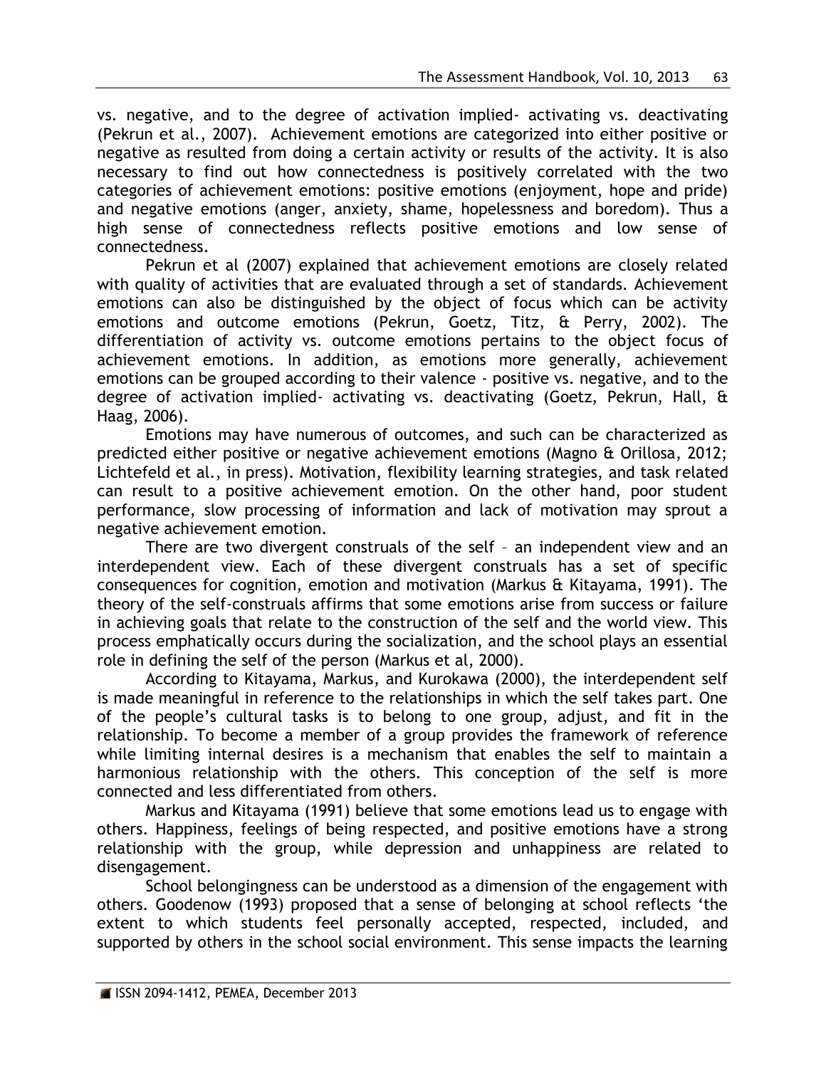vs. negative, and to the degree of activation implied- activating vs. deactivating (Pekrun et al., 2007). Achievement emotions are categorized into either positive or negative as resulted from doing a certain activity or results of the activity. It is also necessary to find out how connectedness is positively correlated with the two categories of achievement emotions: positive emotions (enjoyment, hope and pride) and negative emotions (anger, anxiety, shame, hopelessness and boredom). Thus a high sense of connectedness reflects positive emotions and low sense of connectedness.

Pekrun et al (2007) explained that achievement emotions are closely related with quality of activities that are evaluated through a set of standards. Achievement emotions can also be distinguished by the object of focus which can be activity emotions and outcome emotions (Pekrun, Goetz, Titz, & Perry, 2002). The differentiation of activity vs. outcome emotions pertains to the object focus of achievement emotions. In addition, as emotions more generally, achievement emotions can be grouped according to their valence - positive vs. negative, and to the degree of activation implied- activating vs. deactivating (Goetz, Pekrun, Hall, & Haag, 2006).

Emotions may have numerous of outcomes, and such can be characterized as predicted either positive or negative achievement emotions (Magno & Orillosa, 2012; Lichtefeld et al., in press). Motivation, flexibility learning strategies, and task related can result to a positive achievement emotion. On the other hand, poor student performance, slow processing of information and lack of motivation may sprout a negative achievement emotion.

There are two divergent construals of the self – an independent view and an interdependent view. Each of these divergent construals has a set of specific consequences for cognition, emotion and motivation (Markus & Kitayama, 1991). The theory of the self-construals affirms that some emotions arise from success or failure in achieving goals that relate to the construction of the self and the world view. This process emphatically occurs during the socialization, and the school plays an essential role in defining the self of the person (Markus et al, 2000).

According to Kitayama, Markus, and Kurokawa (2000), the interdependent self is made meaningful in reference to the relationships in which the self takes part. One of the people's cultural tasks is to belong to one group, adjust, and fit in the relationship. To become a member of a group provides the framework of reference while limiting internal desires is a mechanism that enables the self to maintain a harmonious relationship with the others. This conception of the self is more connected and less differentiated from others.

Markus and Kitayama (1991) believe that some emotions lead us to engage with others. Happiness, feelings of being respected, and positive emotions have a strong relationship with the group, while depression and unhappiness are related to disengagement.

School belongingness can be understood as a dimension of the engagement with others. Goodenow (1993) proposed that a sense of belonging at school reflects 'the extent to which students feel personally accepted, respected, included, and supported by others in the school social environment. This sense impacts the learning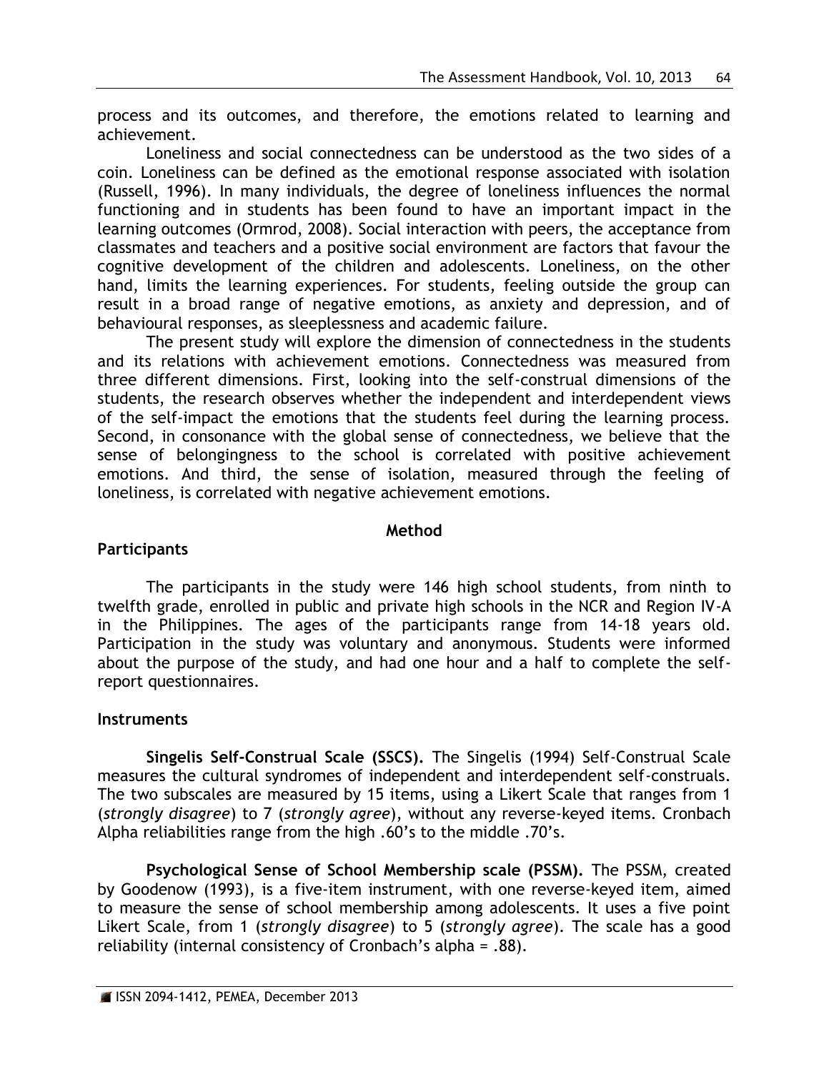process and its outcomes, and therefore, the emotions related to learning and achievement.

Loneliness and social connectedness can be understood as the two sides of a coin. Loneliness can be defined as the emotional response associated with isolation (Russell, 1996). In many individuals, the degree of loneliness influences the normal functioning and in students has been found to have an important impact in the learning outcomes (Ormrod, 2008). Social interaction with peers, the acceptance from classmates and teachers and a positive social environment are factors that favour the cognitive development of the children and adolescents. Loneliness, on the other hand, limits the learning experiences. For students, feeling outside the group can result in a broad range of negative emotions, as anxiety and depression, and of behavioural responses, as sleeplessness and academic failure.

The present study will explore the dimension of connectedness in the students and its relations with achievement emotions. Connectedness was measured from three different dimensions. First, looking into the self-construal dimensions of the students, the research observes whether the independent and interdependent views of the self-impact the emotions that the students feel during the learning process. Second, in consonance with the global sense of connectedness, we believe that the sense of belongingness to the school is correlated with positive achievement emotions. And third, the sense of isolation, measured through the feeling of loneliness, is correlated with negative achievement emotions.

## Method

### Participants

The participants in the study were 146 high school students, from ninth to twelfth grade, enrolled in public and private high schools in the NCR and Region IV-A in the Philippines. The ages of the participants range from 14-18 years old. Participation in the study was voluntary and anonymous. Students were informed about the purpose of the study, and had one hour and a half to complete the self-report questionnaires.

### Instruments

**Singelis Self-Construal Scale (SSCS).** The Singelis (1994) Self-Construal Scale measures the cultural syndromes of independent and interdependent self-construals. The two subscales are measured by 15 items, using a Likert Scale that ranges from 1 (*strongly disagree*) to 7 (*strongly agree*), without any reverse-keyed items. Cronbach Alpha reliabilities range from the high .60's to the middle .70's.

**Psychological Sense of School Membership scale (PSSM).** The PSSM, created by Goodenow (1993), is a five-item instrument, with one reverse-keyed item, aimed to measure the sense of school membership among adolescents. It uses a five point Likert Scale, from 1 (*strongly disagree*) to 5 (*strongly agree*). The scale has a good reliability (internal consistency of Cronbach's alpha = .88).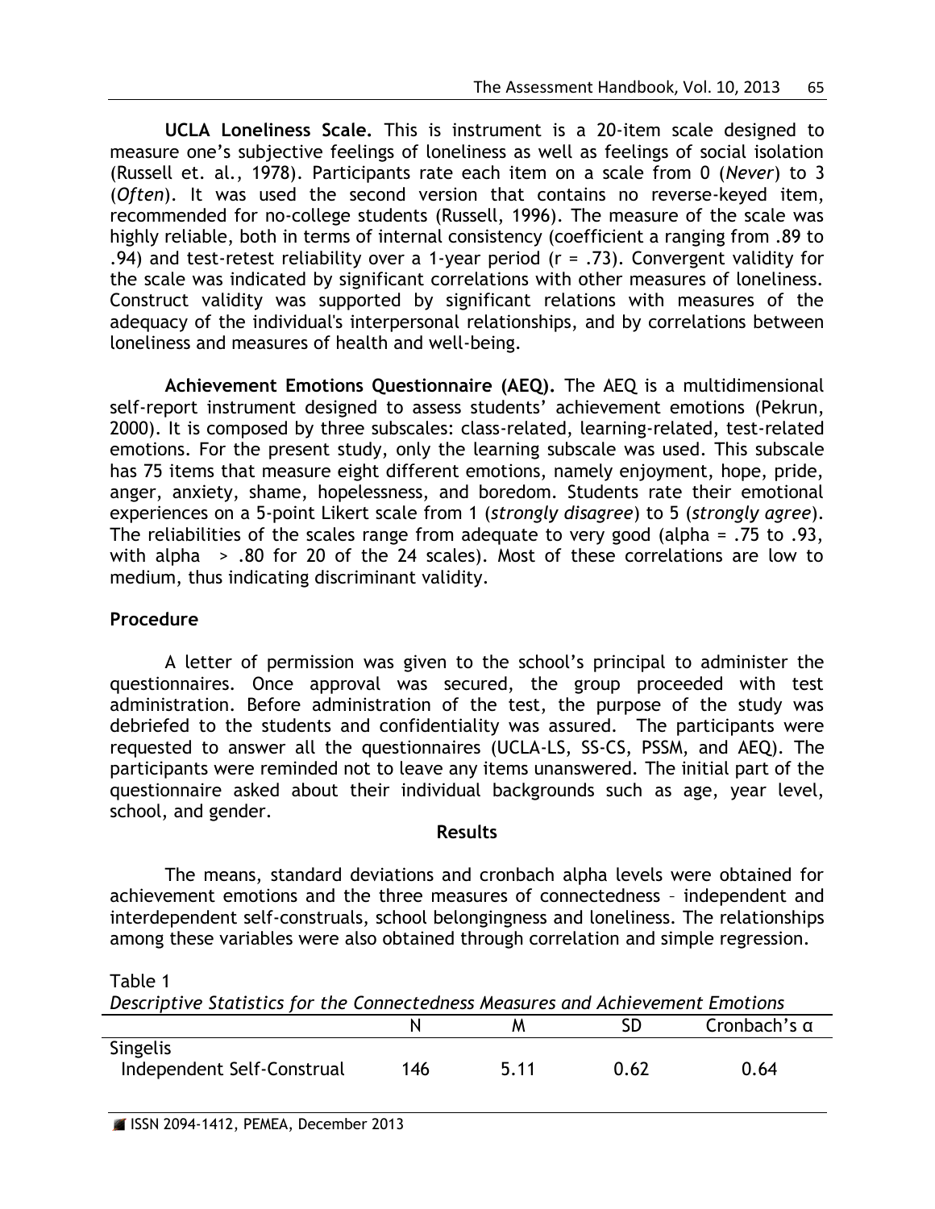**UCLA Loneliness Scale.** This is instrument is a 20-item scale designed to measure one's subjective feelings of loneliness as well as feelings of social isolation (Russell et. al., 1978). Participants rate each item on a scale from 0 (*Never*) to 3 (*Often*). It was used the second version that contains no reverse-keyed item, recommended for no-college students (Russell, 1996). The measure of the scale was highly reliable, both in terms of internal consistency (coefficient a ranging from .89 to .94) and test-retest reliability over a 1-year period (r = .73). Convergent validity for the scale was indicated by significant correlations with other measures of loneliness. Construct validity was supported by significant relations with measures of the adequacy of the individual's interpersonal relationships, and by correlations between loneliness and measures of health and well-being.

**Achievement Emotions Questionnaire (AEQ).** The AEQ is a multidimensional self-report instrument designed to assess students' achievement emotions (Pekrun, 2000). It is composed by three subscales: class-related, learning-related, test-related emotions. For the present study, only the learning subscale was used. This subscale has 75 items that measure eight different emotions, namely enjoyment, hope, pride, anger, anxiety, shame, hopelessness, and boredom. Students rate their emotional experiences on a 5-point Likert scale from 1 (*strongly disagree*) to 5 (*strongly agree*). The reliabilities of the scales range from adequate to very good (alpha = .75 to .93, with alpha > .80 for 20 of the 24 scales). Most of these correlations are low to medium, thus indicating discriminant validity.

## Procedure

A letter of permission was given to the school's principal to administer the questionnaires. Once approval was secured, the group proceeded with test administration. Before administration of the test, the purpose of the study was debriefed to the students and confidentiality was assured. The participants were requested to answer all the questionnaires (UCLA-LS, SS-CS, PSSM, and AEQ). The participants were reminded not to leave any items unanswered. The initial part of the questionnaire asked about their individual backgrounds such as age, year level, school, and gender.

## Results

The means, standard deviations and cronbach alpha levels were obtained for achievement emotions and the three measures of connectedness – independent and interdependent self-construals, school belongingness and loneliness. The relationships among these variables were also obtained through correlation and simple regression.

Table 1
*Descriptive Statistics for the Connectedness Measures and Achievement Emotions*

| | N | M | SD | Cronbach's α |
|---|---|---|---|---|
| Singelis | | | | |
| Independent Self-Construal | 146 | 5.11 | 0.62 | 0.64 |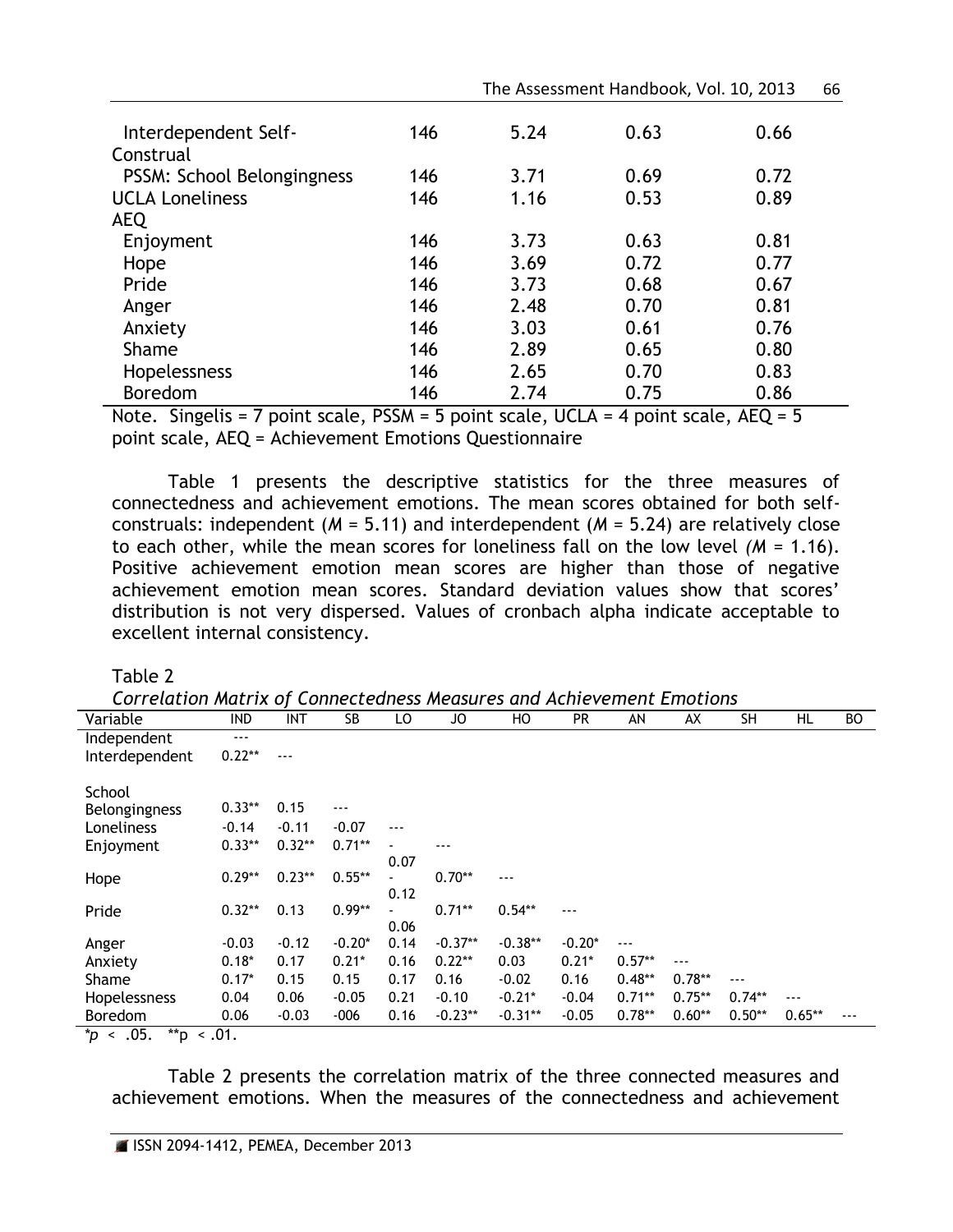| | | | | |
|---|---|---|---|---|
| Interdependent Self-Construal | 146 | 5.24 | 0.63 | 0.66 |
| PSSM: School Belongingness | 146 | 3.71 | 0.69 | 0.72 |
| UCLA Loneliness | 146 | 1.16 | 0.53 | 0.89 |
| AEQ | | | | |
| Enjoyment | 146 | 3.73 | 0.63 | 0.81 |
| Hope | 146 | 3.69 | 0.72 | 0.77 |
| Pride | 146 | 3.73 | 0.68 | 0.67 |
| Anger | 146 | 2.48 | 0.70 | 0.81 |
| Anxiety | 146 | 3.03 | 0.61 | 0.76 |
| Shame | 146 | 2.89 | 0.65 | 0.80 |
| Hopelessness | 146 | 2.65 | 0.70 | 0.83 |
| Boredom | 146 | 2.74 | 0.75 | 0.86 |

Note. Singelis = 7 point scale, PSSM = 5 point scale, UCLA = 4 point scale, AEQ = 5 point scale, AEQ = Achievement Emotions Questionnaire

Table 1 presents the descriptive statistics for the three measures of connectedness and achievement emotions. The mean scores obtained for both self-construals: independent (*M* = 5.11) and interdependent (*M* = 5.24) are relatively close to each other, while the mean scores for loneliness fall on the low level *(M* = 1.16). Positive achievement emotion mean scores are higher than those of negative achievement emotion mean scores. Standard deviation values show that scores' distribution is not very dispersed. Values of cronbach alpha indicate acceptable to excellent internal consistency.

Table 2

*Correlation Matrix of Connectedness Measures and Achievement Emotions*

| Variable | IND | INT | SB | LO | JO | HO | PR | AN | AX | SH | HL | BO |
|---|---|---|---|---|---|---|---|---|---|---|---|---|
| Independent | --- | | | | | | | | | | | |
| Interdependent | 0.22** | --- | | | | | | | | | | |
| School Belongingness | 0.33** | 0.15 | --- | | | | | | | | | |
| Loneliness | -0.14 | -0.11 | -0.07 | --- | | | | | | | | |
| Enjoyment | 0.33** | 0.32** | 0.71** | -0.07 | --- | | | | | | | |
| Hope | 0.29** | 0.23** | 0.55** | -0.12 | 0.70** | --- | | | | | | |
| Pride | 0.32** | 0.13 | 0.99** | -0.06 | 0.71** | 0.54** | --- | | | | | |
| Anger | -0.03 | -0.12 | -0.20* | 0.14 | -0.37** | -0.38** | -0.20* | --- | | | | |
| Anxiety | 0.18* | 0.17 | 0.21* | 0.16 | 0.22** | 0.03 | 0.21* | 0.57** | --- | | | |
| Shame | 0.17* | 0.15 | 0.15 | 0.17 | 0.16 | -0.02 | 0.16 | 0.48** | 0.78** | --- | | |
| Hopelessness | 0.04 | 0.06 | -0.05 | 0.21 | -0.10 | -0.21* | -0.04 | 0.71** | 0.75** | 0.74** | --- | |
| Boredom | 0.06 | -0.03 | -006 | 0.16 | -0.23** | -0.31** | -0.05 | 0.78** | 0.60** | 0.50** | 0.65** | --- |

$^{*}p$ < .05. $^{**}p$ < .01.

Table 2 presents the correlation matrix of the three connected measures and achievement emotions. When the measures of the connectedness and achievement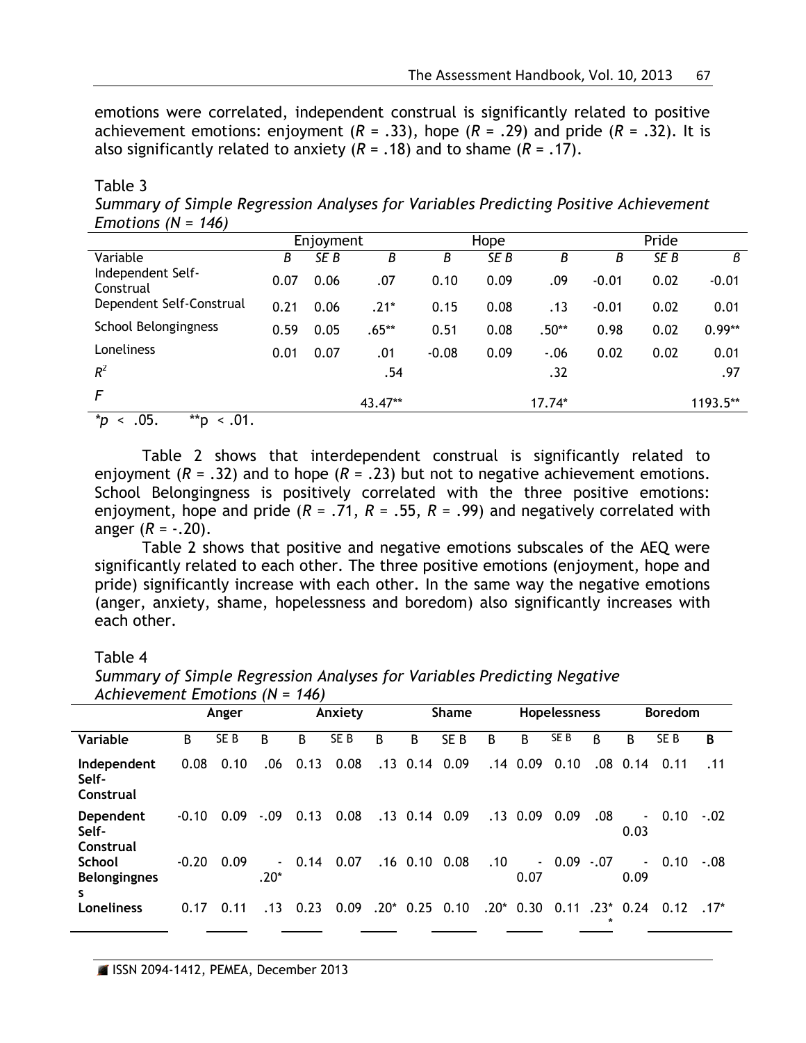emotions were correlated, independent construal is significantly related to positive achievement emotions: enjoyment (*R* = .33), hope (*R* = .29) and pride (*R* = .32). It is also significantly related to anxiety (*R* = .18) and to shame (*R* = .17).

Table 3
*Summary of Simple Regression Analyses for Variables Predicting Positive Achievement Emotions (N = 146)*

| | Enjoyment | | | Hope | | | Pride | | |
|---|---|---|---|---|---|---|---|---|---|
| Variable | *B* | *SE B* | *β* | *B* | *SE B* | *β* | *B* | *SE B* | *β* |
| Independent Self-Construal | 0.07 | 0.06 | .07 | 0.10 | 0.09 | .09 | -0.01 | 0.02 | -0.01 |
| Dependent Self-Construal | 0.21 | 0.06 | .21* | 0.15 | 0.08 | .13 | -0.01 | 0.02 | 0.01 |
| School Belongingness | 0.59 | 0.05 | .65** | 0.51 | 0.08 | .50** | 0.98 | 0.02 | 0.99** |
| Loneliness | 0.01 | 0.07 | .01 | -0.08 | 0.09 | -.06 | 0.02 | 0.02 | 0.01 |
| $R^2$ | | | .54 | | | .32 | | | .97 |
| *F* | | | 43.47** | | | 17.74* | | | 1193.5** |

*$p < .05$. **$p < .01$.

Table 2 shows that interdependent construal is significantly related to enjoyment (*R* = .32) and to hope (*R* = .23) but not to negative achievement emotions. School Belongingness is positively correlated with the three positive emotions: enjoyment, hope and pride (*R* = .71, *R* = .55, *R* = .99) and negatively correlated with anger (*R* = -.20).

Table 2 shows that positive and negative emotions subscales of the AEQ were significantly related to each other. The three positive emotions (enjoyment, hope and pride) significantly increase with each other. In the same way the negative emotions (anger, anxiety, shame, hopelessness and boredom) also significantly increases with each other.

Table 4
*Summary of Simple Regression Analyses for Variables Predicting Negative Achievement Emotions (N = 146)*

| | **Anger** | | | **Anxiety** | | | **Shame** | | | **Hopelessness** | | | **Boredom** | | |
|---|---|---|---|---|---|---|---|---|---|---|---|---|---|---|---|
| **Variable** | B | SE B | β | B | SE B | β | B | SE B | β | B | SE B | β | B | SE B | **β** |
| **Independent Self-Construal** | 0.08 | 0.10 | .06 | 0.13 | 0.08 | .13 | 0.14 | 0.09 | .14 | 0.09 | 0.10 | .08 | 0.14 | 0.11 | .11 |
| **Dependent Self-Construal** | -0.10 | 0.09 | -.09 | 0.13 | 0.08 | .13 | 0.14 | 0.09 | .13 | 0.09 | 0.09 | .08 | -0.03 | 0.10 | -.02 |
| **School Belongingness** | -0.20 | 0.09 | -.20* | 0.14 | 0.07 | .16 | 0.10 | 0.08 | .10 | -0.07 | 0.09 | -.07 | -0.09 | 0.10 | -.08 |
| **Loneliness** | 0.17 | 0.11 | .13 | 0.23 | 0.09 | .20* | 0.25 | 0.10 | .20* | 0.30 | 0.11 | .23** | 0.24 | 0.12 | .17* |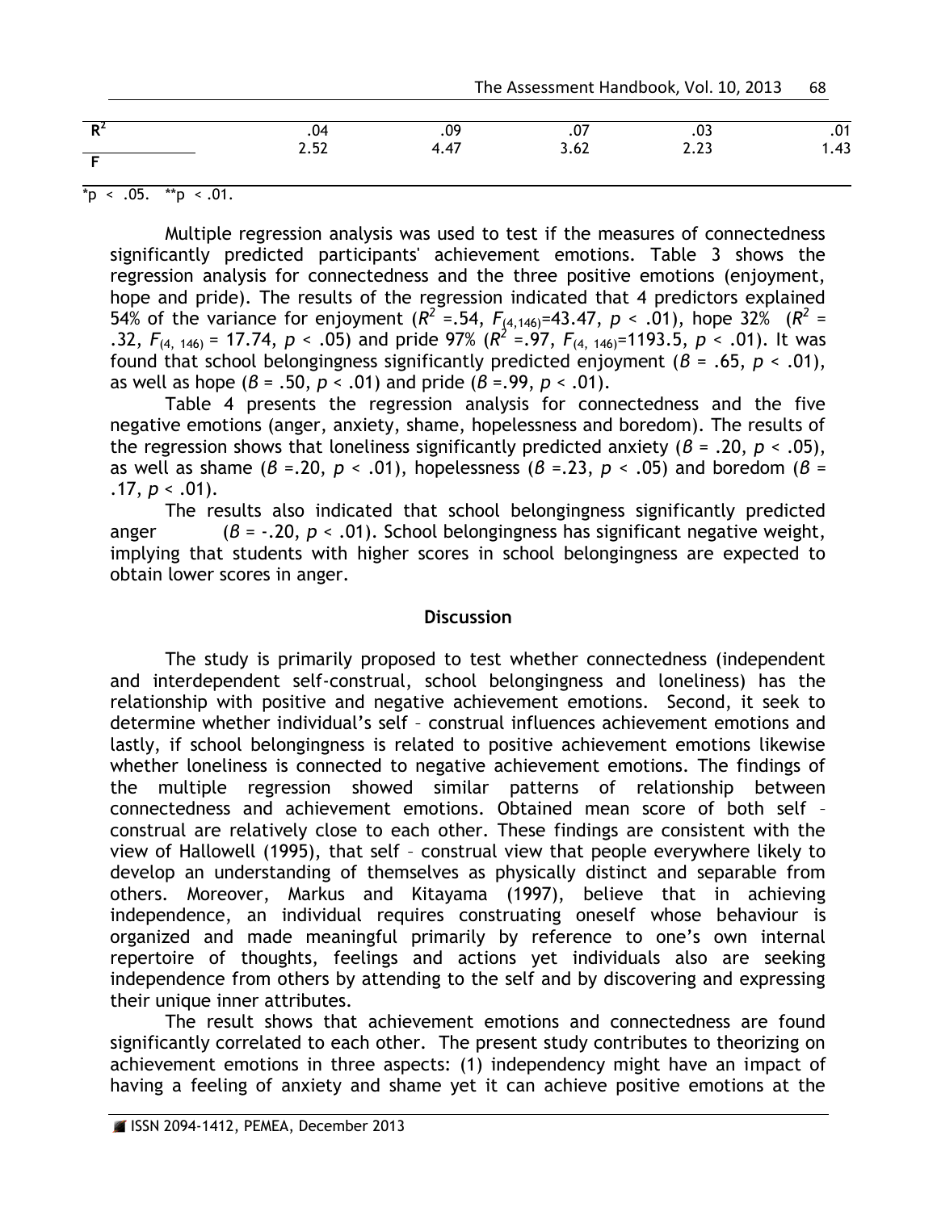| | | | | | |
|---|---|---|---|---|---|
| $R^2$ | .04 | .09 | .07 | .03 | .01 |
| F | 2.52 | 4.47 | 3.62 | 2.23 | 1.43 |

*p < .05. **p < .01.

Multiple regression analysis was used to test if the measures of connectedness significantly predicted participants' achievement emotions. Table 3 shows the regression analysis for connectedness and the three positive emotions (enjoyment, hope and pride). The results of the regression indicated that 4 predictors explained 54% of the variance for enjoyment ($R^2$ =.54, $F_{(4,146)}$=43.47, $p$ < .01), hope 32% ($R^2$ = .32, $F_{(4, 146)}$ = 17.74, $p$ < .05) and pride 97% ($R^2$ =.97, $F_{(4, 146)}$=1193.5, $p$ < .01). It was found that school belongingness significantly predicted enjoyment ($\beta$ = .65, $p$ < .01), as well as hope ($\beta$ = .50, $p$ < .01) and pride ($\beta$ =.99, $p$ < .01).

Table 4 presents the regression analysis for connectedness and the five negative emotions (anger, anxiety, shame, hopelessness and boredom). The results of the regression shows that loneliness significantly predicted anxiety ($\beta$ = .20, $p$ < .05), as well as shame ($\beta$ =.20, $p$ < .01), hopelessness ($\beta$ =.23, $p$ < .05) and boredom ($\beta$ = .17, $p$ < .01).

The results also indicated that school belongingness significantly predicted anger ($\beta$ = -.20, $p$ < .01). School belongingness has significant negative weight, implying that students with higher scores in school belongingness are expected to obtain lower scores in anger.

## Discussion

The study is primarily proposed to test whether connectedness (independent and interdependent self-construal, school belongingness and loneliness) has the relationship with positive and negative achievement emotions. Second, it seek to determine whether individual's self – construal influences achievement emotions and lastly, if school belongingness is related to positive achievement emotions likewise whether loneliness is connected to negative achievement emotions. The findings of the multiple regression showed similar patterns of relationship between connectedness and achievement emotions. Obtained mean score of both self – construal are relatively close to each other. These findings are consistent with the view of Hallowell (1995), that self – construal view that people everywhere likely to develop an understanding of themselves as physically distinct and separable from others. Moreover, Markus and Kitayama (1997), believe that in achieving independence, an individual requires construating oneself whose behaviour is organized and made meaningful primarily by reference to one's own internal repertoire of thoughts, feelings and actions yet individuals also are seeking independence from others by attending to the self and by discovering and expressing their unique inner attributes.

The result shows that achievement emotions and connectedness are found significantly correlated to each other. The present study contributes to theorizing on achievement emotions in three aspects: (1) independency might have an impact of having a feeling of anxiety and shame yet it can achieve positive emotions at the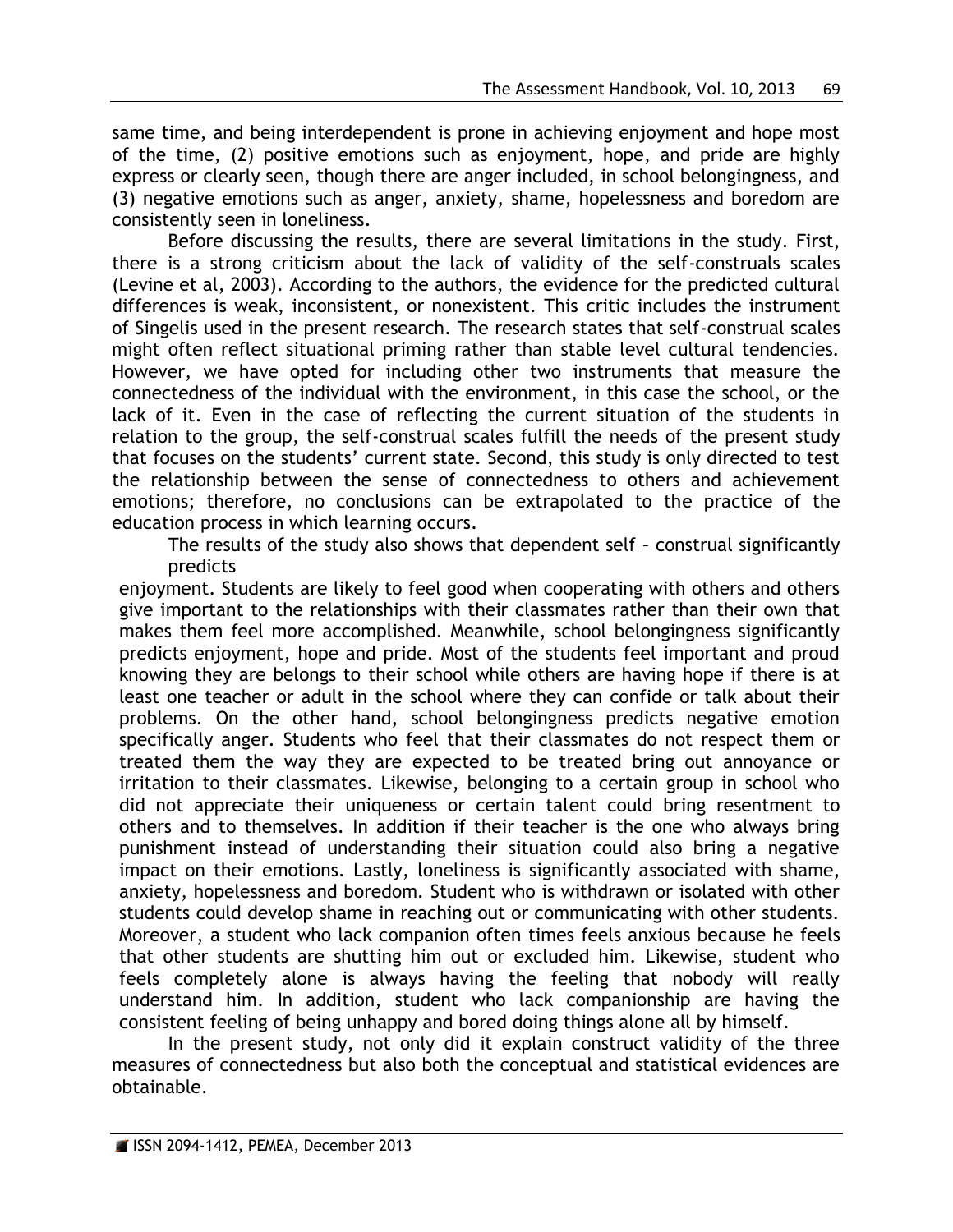same time, and being interdependent is prone in achieving enjoyment and hope most of the time, (2) positive emotions such as enjoyment, hope, and pride are highly express or clearly seen, though there are anger included, in school belongingness, and (3) negative emotions such as anger, anxiety, shame, hopelessness and boredom are consistently seen in loneliness.

Before discussing the results, there are several limitations in the study. First, there is a strong criticism about the lack of validity of the self-construals scales (Levine et al, 2003). According to the authors, the evidence for the predicted cultural differences is weak, inconsistent, or nonexistent. This critic includes the instrument of Singelis used in the present research. The research states that self-construal scales might often reflect situational priming rather than stable level cultural tendencies. However, we have opted for including other two instruments that measure the connectedness of the individual with the environment, in this case the school, or the lack of it. Even in the case of reflecting the current situation of the students in relation to the group, the self-construal scales fulfill the needs of the present study that focuses on the students' current state. Second, this study is only directed to test the relationship between the sense of connectedness to others and achievement emotions; therefore, no conclusions can be extrapolated to the practice of the education process in which learning occurs.

The results of the study also shows that dependent self – construal significantly predicts enjoyment. Students are likely to feel good when cooperating with others and others give important to the relationships with their classmates rather than their own that makes them feel more accomplished. Meanwhile, school belongingness significantly predicts enjoyment, hope and pride. Most of the students feel important and proud knowing they are belongs to their school while others are having hope if there is at least one teacher or adult in the school where they can confide or talk about their problems. On the other hand, school belongingness predicts negative emotion specifically anger. Students who feel that their classmates do not respect them or treated them the way they are expected to be treated bring out annoyance or irritation to their classmates. Likewise, belonging to a certain group in school who did not appreciate their uniqueness or certain talent could bring resentment to others and to themselves. In addition if their teacher is the one who always bring punishment instead of understanding their situation could also bring a negative impact on their emotions. Lastly, loneliness is significantly associated with shame, anxiety, hopelessness and boredom. Student who is withdrawn or isolated with other students could develop shame in reaching out or communicating with other students. Moreover, a student who lack companion often times feels anxious because he feels that other students are shutting him out or excluded him. Likewise, student who feels completely alone is always having the feeling that nobody will really understand him. In addition, student who lack companionship are having the consistent feeling of being unhappy and bored doing things alone all by himself.

In the present study, not only did it explain construct validity of the three measures of connectedness but also both the conceptual and statistical evidences are obtainable.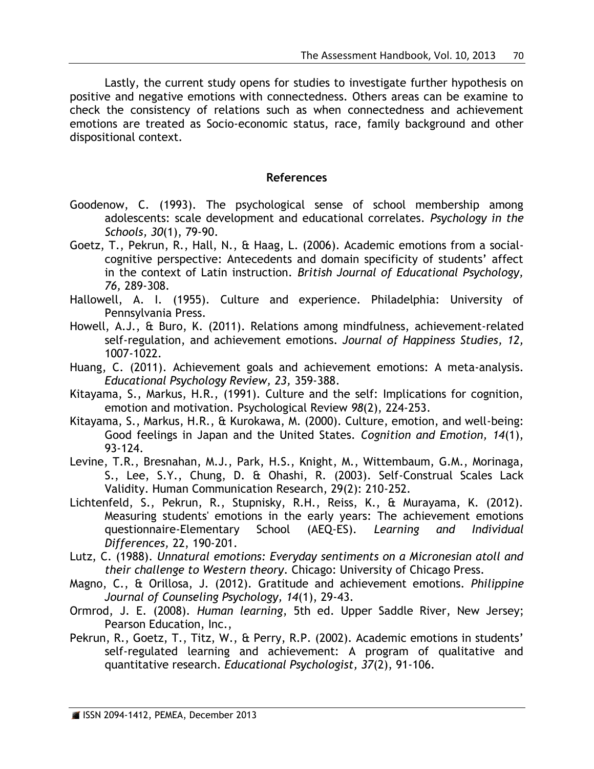Lastly, the current study opens for studies to investigate further hypothesis on positive and negative emotions with connectedness. Others areas can be examine to check the consistency of relations such as when connectedness and achievement emotions are treated as Socio-economic status, race, family background and other dispositional context.

## References

Goodenow, C. (1993). The psychological sense of school membership among adolescents: scale development and educational correlates. *Psychology in the Schools, 30*(1), 79-90.

Goetz, T., Pekrun, R., Hall, N., & Haag, L. (2006). Academic emotions from a social-cognitive perspective: Antecedents and domain specificity of students' affect in the context of Latin instruction. *British Journal of Educational Psychology, 76,* 289-308.

Hallowell, A. I. (1955). Culture and experience. Philadelphia: University of Pennsylvania Press.

Howell, A.J., & Buro, K. (2011). Relations among mindfulness, achievement-related self-regulation, and achievement emotions. *Journal of Happiness Studies, 12,* 1007-1022.

Huang, C. (2011). Achievement goals and achievement emotions: A meta-analysis. *Educational Psychology Review, 23,* 359-388.

Kitayama, S., Markus, H.R., (1991). Culture and the self: Implications for cognition, emotion and motivation. Psychological Review *98*(2), 224-253.

Kitayama, S., Markus, H.R., & Kurokawa, M. (2000). Culture, emotion, and well-being: Good feelings in Japan and the United States. *Cognition and Emotion, 14*(1), 93-124.

Levine, T.R., Bresnahan, M.J., Park, H.S., Knight, M., Wittembaum, G.M., Morinaga, S., Lee, S.Y., Chung, D. & Ohashi, R. (2003). Self-Construal Scales Lack Validity. Human Communication Research, 29(2): 210-252.

Lichtenfeld, S., Pekrun, R., Stupnisky, R.H., Reiss, K., & Murayama, K. (2012). Measuring students' emotions in the early years: The achievement emotions questionnaire-Elementary School (AEQ-ES). *Learning and Individual Differences,* 22, 190-201.

Lutz, C. (1988). *Unnatural emotions: Everyday sentiments on a Micronesian atoll and their challenge to Western theory*. Chicago: University of Chicago Press.

Magno, C., & Orillosa, J. (2012). Gratitude and achievement emotions. *Philippine Journal of Counseling Psychology, 14*(1), 29-43.

Ormrod, J. E. (2008). *Human learning*, 5th ed. Upper Saddle River, New Jersey; Pearson Education, Inc.,

Pekrun, R., Goetz, T., Titz, W., & Perry, R.P. (2002). Academic emotions in students' self-regulated learning and achievement: A program of qualitative and quantitative research. *Educational Psychologist, 37*(2), 91-106.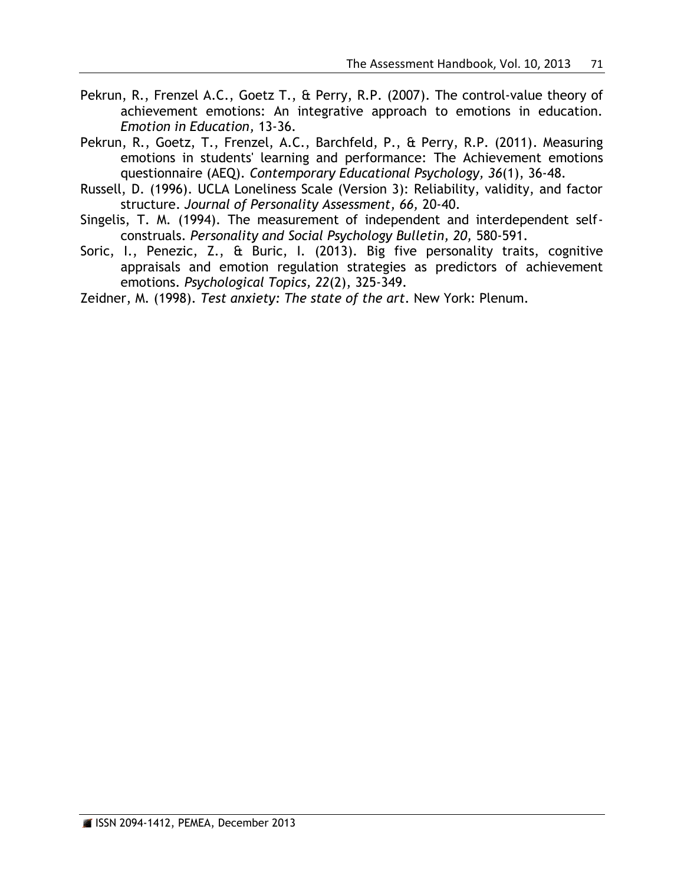Pekrun, R., Frenzel A.C., Goetz T., & Perry, R.P. (2007). The control-value theory of achievement emotions: An integrative approach to emotions in education. *Emotion in Education*, 13-36.

Pekrun, R., Goetz, T., Frenzel, A.C., Barchfeld, P., & Perry, R.P. (2011). Measuring emotions in students' learning and performance: The Achievement emotions questionnaire (AEQ). *Contemporary Educational Psychology, 36*(1), 36-48.

Russell, D. (1996). UCLA Loneliness Scale (Version 3): Reliability, validity, and factor structure. *Journal of Personality Assessment, 66,* 20-40.

Singelis, T. M. (1994). The measurement of independent and interdependent self-construals. *Personality and Social Psychology Bulletin, 20,* 580-591.

Soric, I., Penezic, Z., & Buric, I. (2013). Big five personality traits, cognitive appraisals and emotion regulation strategies as predictors of achievement emotions. *Psychological Topics, 22*(2), 325-349.

Zeidner, M. (1998). *Test anxiety: The state of the art*. New York: Plenum.